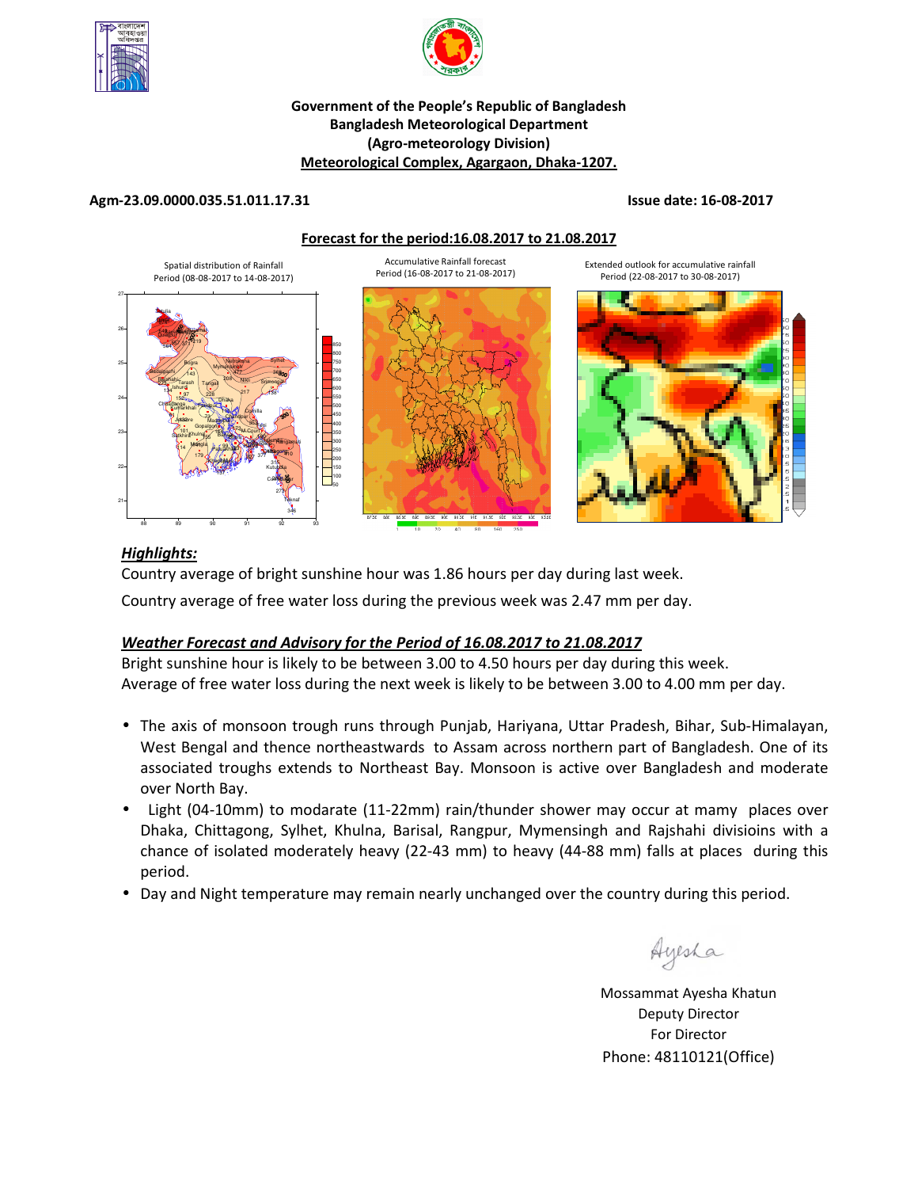**Government of the People's Republic of Bangladesh**
**Bangladesh Meteorological Department**
**(Agro-meteorology Division)**
**Meteorological Complex, Agargaon, Dhaka-1207.**

**Agm-23.09.0000.035.51.011.17.31** **Issue date: 16-08-2017**

**Forecast for the period:16.08.2017 to 21.08.2017**

Spatial distribution of Rainfall Period (08-08-2017 to 14-08-2017)

Accumulative Rainfall forecast Period (16-08-2017 to 21-08-2017)

Extended outlook for accumulative rainfall Period (22-08-2017 to 30-08-2017)

## *Highlights:*

Country average of bright sunshine hour was 1.86 hours per day during last week.

Country average of free water loss during the previous week was 2.47 mm per day.

## *Weather Forecast and Advisory for the Period of 16.08.2017 to 21.08.2017*

Bright sunshine hour is likely to be between 3.00 to 4.50 hours per day during this week.
Average of free water loss during the next week is likely to be between 3.00 to 4.00 mm per day.

- The axis of monsoon trough runs through Punjab, Hariyana, Uttar Pradesh, Bihar, Sub-Himalayan, West Bengal and thence northeastwards to Assam across northern part of Bangladesh. One of its associated troughs extends to Northeast Bay. Monsoon is active over Bangladesh and moderate over North Bay.
- Light (04-10mm) to modarate (11-22mm) rain/thunder shower may occur at mamy places over Dhaka, Chittagong, Sylhet, Khulna, Barisal, Rangpur, Mymensingh and Rajshahi divisioins with a chance of isolated moderately heavy (22-43 mm) to heavy (44-88 mm) falls at places during this period.
- Day and Night temperature may remain nearly unchanged over the country during this period.

Ayesha

Mossammat Ayesha Khatun
Deputy Director
For Director
Phone: 48110121(Office)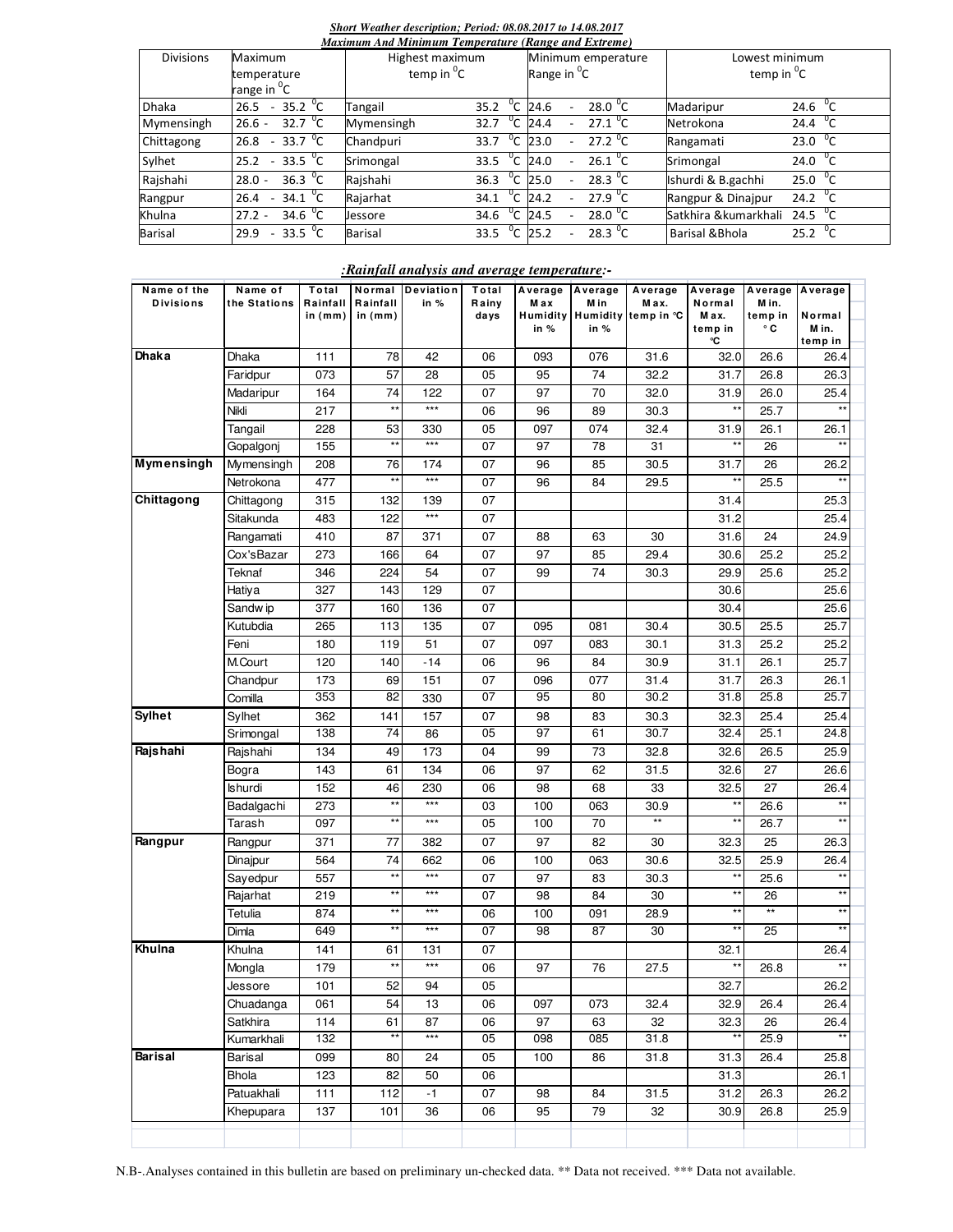***Short Weather description; Period: 08.08.2017 to 14.08.2017***

***Maximum And Minimum Temperature (Range and Extreme)***

| Divisions | Maximum temperature range in $^0$C | Highest maximum temp in $^0$C | | Minimum emperature Range in $^0$C | Lowest minimum temp in $^0$C | |
|---|---|---|---|---|---|---|
| Dhaka | 26.5 - 35.2 $^0$C | Tangail | 35.2 $^0$C | 24.6 - 28.0 $^0$C | Madaripur | 24.6 $^0$C |
| Mymensingh | 26.6 - 32.7 $^0$C | Mymensingh | 32.7 $^0$C | 24.4 - 27.1 $^0$C | Netrokona | 24.4 $^0$C |
| Chittagong | 26.8 - 33.7 $^0$C | Chandpuri | 33.7 $^0$C | 23.0 - 27.2 $^0$C | Rangamati | 23.0 $^0$C |
| Sylhet | 25.2 - 33.5 $^0$C | Srimongal | 33.5 $^0$C | 24.0 - 26.1 $^0$C | Srimongal | 24.0 $^0$C |
| Rajshahi | 28.0 - 36.3 $^0$C | Rajshahi | 36.3 $^0$C | 25.0 - 28.3 $^0$C | Ishurdi & B.gachhi | 25.0 $^0$C |
| Rangpur | 26.4 - 34.1 $^0$C | Rajarhat | 34.1 $^0$C | 24.2 - 27.9 $^0$C | Rangpur & Dinajpur | 24.2 $^0$C |
| Khulna | 27.2 - 34.6 $^0$C | Jessore | 34.6 $^0$C | 24.5 - 28.0 $^0$C | Satkhira &kumarkhali | 24.5 $^0$C |
| Barisal | 29.9 - 33.5 $^0$C | Barisal | 33.5 $^0$C | 25.2 - 28.3 $^0$C | Barisal &Bhola | 25.2 $^0$C |

***:Rainfall analysis and average temperature:-***

| Name of the Divisions | Name of the Stations | Total Rainfall in (mm) | Normal Rainfall in (mm) | Deviation in % | Total Rainy days | Average Max Humidity in % | Average Min Humidity in % | Average Max. temp in ℃ | Average Normal Max. temp in ℃ | Average Min. temp in °C | Average Normal Min. temp in |
|---|---|---|---|---|---|---|---|---|---|---|---|
| **Dhaka** | Dhaka | 111 | 78 | 42 | 06 | 093 | 076 | 31.6 | 32.0 | 26.6 | 26.4 |
| | Faridpur | 073 | 57 | 28 | 05 | 95 | 74 | 32.2 | 31.7 | 26.8 | 26.3 |
| | Madaripur | 164 | 74 | 122 | 07 | 97 | 70 | 32.0 | 31.9 | 26.0 | 25.4 |
| | Nikli | 217 | ** | *** | 06 | 96 | 89 | 30.3 | ** | 25.7 | ** |
| | Tangail | 228 | 53 | 330 | 05 | 097 | 074 | 32.4 | 31.9 | 26.1 | 26.1 |
| | Gopalgonj | 155 | ** | *** | 07 | 97 | 78 | 31 | ** | 26 | ** |
| **Mymensingh** | Mymensingh | 208 | 76 | 174 | 07 | 96 | 85 | 30.5 | 31.7 | 26 | 26.2 |
| | Netrokona | 477 | ** | *** | 07 | 96 | 84 | 29.5 | ** | 25.5 | ** |
| **Chittagong** | Chittagong | 315 | 132 | 139 | 07 | | | | 31.4 | | 25.3 |
| | Sitakunda | 483 | 122 | *** | 07 | | | | 31.2 | | 25.4 |
| | Rangamati | 410 | 87 | 371 | 07 | 88 | 63 | 30 | 31.6 | 24 | 24.9 |
| | Cox'sBazar | 273 | 166 | 64 | 07 | 97 | 85 | 29.4 | 30.6 | 25.2 | 25.2 |
| | Teknaf | 346 | 224 | 54 | 07 | 99 | 74 | 30.3 | 29.9 | 25.6 | 25.2 |
| | Hatiya | 327 | 143 | 129 | 07 | | | | 30.6 | | 25.6 |
| | Sandw ip | 377 | 160 | 136 | 07 | | | | 30.4 | | 25.6 |
| | Kutubdia | 265 | 113 | 135 | 07 | 095 | 081 | 30.4 | 30.5 | 25.5 | 25.7 |
| | Feni | 180 | 119 | 51 | 07 | 097 | 083 | 30.1 | 31.3 | 25.2 | 25.2 |
| | M.Court | 120 | 140 | -14 | 06 | 96 | 84 | 30.9 | 31.1 | 26.1 | 25.7 |
| | Chandpur | 173 | 69 | 151 | 07 | 096 | 077 | 31.4 | 31.7 | 26.3 | 26.1 |
| | Comilla | 353 | 82 | 330 | 07 | 95 | 80 | 30.2 | 31.8 | 25.8 | 25.7 |
| **Sylhet** | Sylhet | 362 | 141 | 157 | 07 | 98 | 83 | 30.3 | 32.3 | 25.4 | 25.4 |
| | Srimongal | 138 | 74 | 86 | 05 | 97 | 61 | 30.7 | 32.4 | 25.1 | 24.8 |
| **Rajshahi** | Rajshahi | 134 | 49 | 173 | 04 | 99 | 73 | 32.8 | 32.6 | 26.5 | 25.9 |
| | Bogra | 143 | 61 | 134 | 06 | 97 | 62 | 31.5 | 32.6 | 27 | 26.6 |
| | Ishurdi | 152 | 46 | 230 | 06 | 98 | 68 | 33 | 32.5 | 27 | 26.4 |
| | Badalgachi | 273 | ** | *** | 03 | 100 | 063 | 30.9 | ** | 26.6 | ** |
| | Tarash | 097 | ** | *** | 05 | 100 | 70 | ** | ** | 26.7 | ** |
| **Rangpur** | Rangpur | 371 | 77 | 382 | 07 | 97 | 82 | 30 | 32.3 | 25 | 26.3 |
| | Dinajpur | 564 | 74 | 662 | 06 | 100 | 063 | 30.6 | 32.5 | 25.9 | 26.4 |
| | Sayedpur | 557 | ** | *** | 07 | 97 | 83 | 30.3 | ** | 25.6 | ** |
| | Rajarhat | 219 | ** | *** | 07 | 98 | 84 | 30 | ** | 26 | ** |
| | Tetulia | 874 | ** | *** | 06 | 100 | 091 | 28.9 | ** | ** | ** |
| | Dimla | 649 | ** | *** | 07 | 98 | 87 | 30 | ** | 25 | ** |
| **Khulna** | Khulna | 141 | 61 | 131 | 07 | | | | 32.1 | | 26.4 |
| | Mongla | 179 | ** | *** | 06 | 97 | 76 | 27.5 | ** | 26.8 | ** |
| | Jessore | 101 | 52 | 94 | 05 | | | | 32.7 | | 26.2 |
| | Chuadanga | 061 | 54 | 13 | 06 | 097 | 073 | 32.4 | 32.9 | 26.4 | 26.4 |
| | Satkhira | 114 | 61 | 87 | 06 | 97 | 63 | 32 | 32.3 | 26 | 26.4 |
| | Kumarkhali | 132 | ** | *** | 05 | 098 | 085 | 31.8 | ** | 25.9 | ** |
| **Barisal** | Barisal | 099 | 80 | 24 | 05 | 100 | 86 | 31.8 | 31.3 | 26.4 | 25.8 |
| | Bhola | 123 | 82 | 50 | 06 | | | | 31.3 | | 26.1 |
| | Patuakhali | 111 | 112 | -1 | 07 | 98 | 84 | 31.5 | 31.2 | 26.3 | 26.2 |
| | Khepupara | 137 | 101 | 36 | 06 | 95 | 79 | 32 | 30.9 | 26.8 | 25.9 |

N.B-.Analyses contained in this bulletin are based on preliminary un-checked data. ** Data not received. *** Data not available.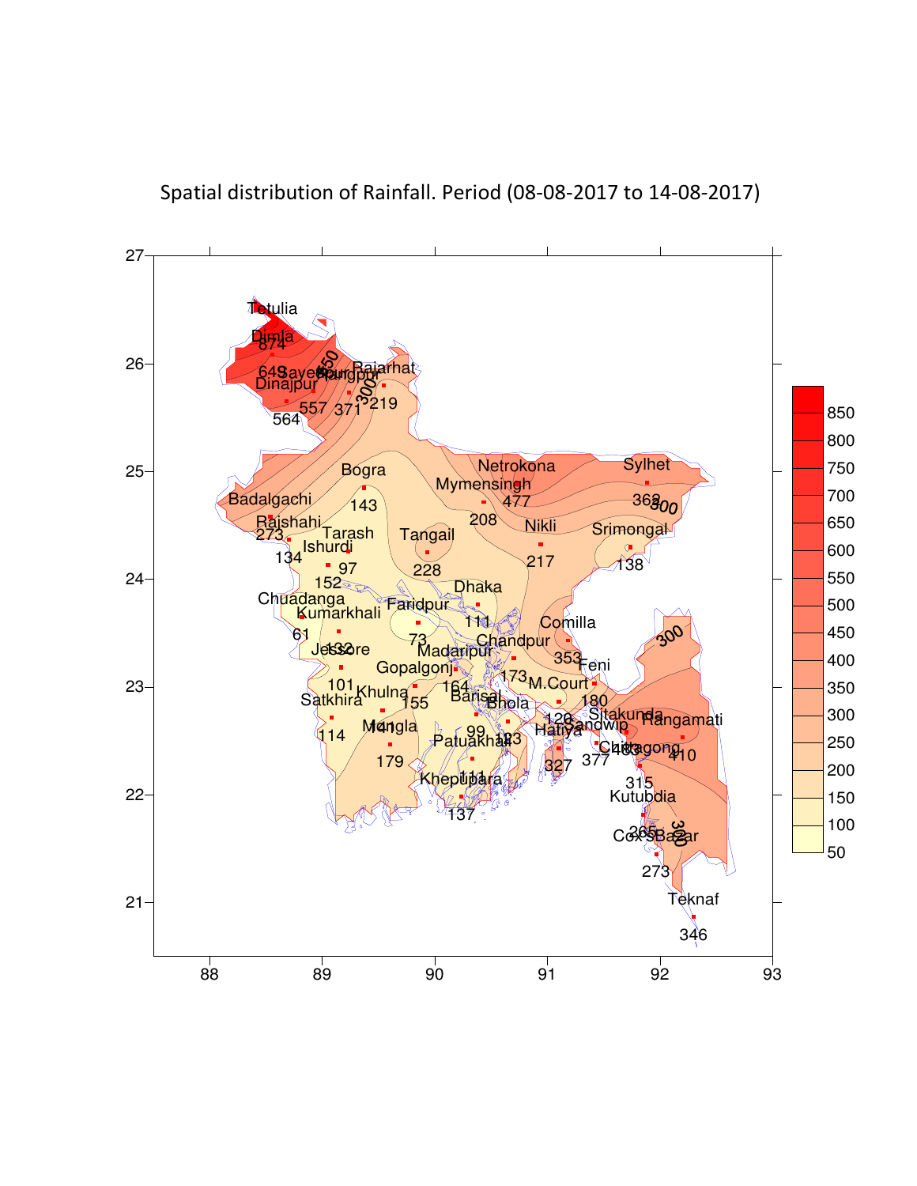Spatial distribution of Rainfall. Period (08-08-2017 to 14-08-2017)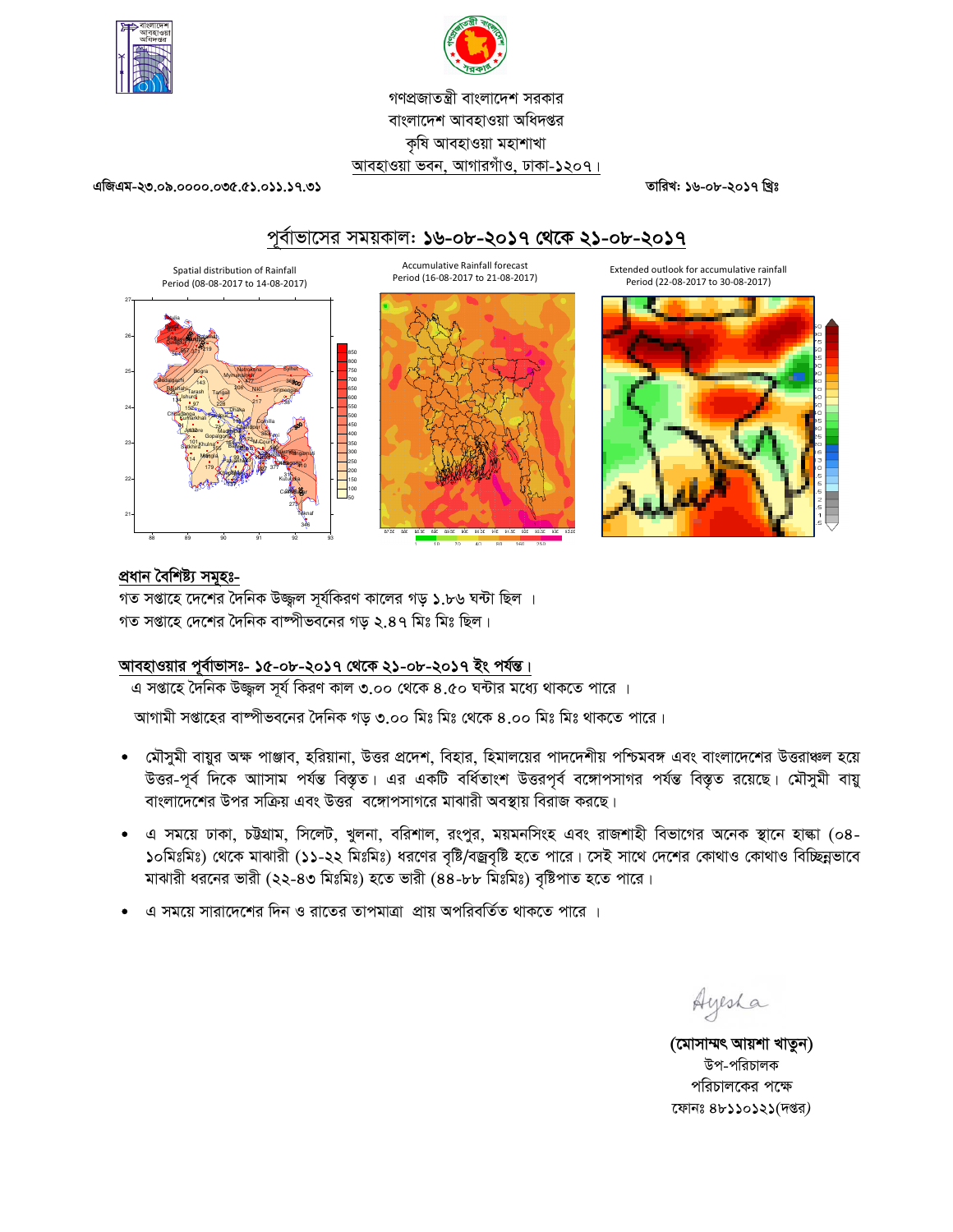গণপ্রজাতন্ত্রী বাংলাদেশ সরকার
বাংলাদেশ আবহাওয়া অধিদপ্তর
কৃষি আবহাওয়া মহাশাখা
আবহাওয়া ভবন, আগারগাঁও, ঢাকা-১২০৭।

এজিএম-২৩.০৯.০০০০.০৩৫.৫১.০১১.১৭.৩১ | তারিখ: ১৬-০৮-২০১৭ খ্রিঃ

## পূর্বাভাসের সময়কাল: ১৬-০৮-২০১৭ থেকে ২১-০৮-২০১৭

Spatial distribution of Rainfall
Period (08-08-2017 to 14-08-2017)

Accumulative Rainfall forecast
Period (16-08-2017 to 21-08-2017)

Extended outlook for accumulative rainfall
Period (22-08-2017 to 30-08-2017)

### প্রধান বৈশিষ্ট্য সমূহঃ-

গত সপ্তাহে দেশের দৈনিক উজ্জ্বল সূর্যকিরণ কালের গড় ১.৮৬ ঘন্টা ছিল ।
গত সপ্তাহে দেশের দৈনিক বাষ্পীভবনের গড় ২.৪৭ মিঃ মিঃ ছিল।

### আবহাওয়ার পূর্বাভাসঃ- ১৫-০৮-২০১৭ থেকে ২১-০৮-২০১৭ ইং পর্যন্ত।

এ সপ্তাহে দৈনিক উজ্জ্বল সূর্য কিরণ কাল ৩.০০ থেকে ৪.৫০ ঘন্টার মধ্যে থাকতে পারে ।

আগামী সপ্তাহের বাষ্পীভবনের দৈনিক গড় ৩.০০ মিঃ মিঃ থেকে ৪.০০ মিঃ মিঃ থাকতে পারে।

- মৌসুমী বায়ুর অক্ষ পাঞ্জাব, হরিয়ানা, উত্তর প্রদেশ, বিহার, হিমালয়ের পাদদেশীয় পশ্চিমবঙ্গ এবং বাংলাদেশের উত্তরাঞ্চল হয়ে উত্তর-পূর্ব দিকে আসাম পর্যন্ত বিস্তৃত। এর একটি বর্ধিতাংশ উত্তরপূর্ব বঙ্গোপসাগর পর্যন্ত বিস্তৃত রয়েছে। মৌসুমী বায়ু বাংলাদেশের উপর সক্রিয় এবং উত্তর বঙ্গোপসাগরে মাঝারী অবস্থায় বিরাজ করছে।
- এ সময়ে ঢাকা, চট্টগ্রাম, সিলেট, খুলনা, বরিশাল, রংপুর, ময়মনসিংহ এবং রাজশাহী বিভাগের অনেক স্থানে হাল্কা (০৪-১০মিঃমিঃ) থেকে মাঝারী (১১-২২ মিঃমিঃ) ধরণের বৃষ্টি/বজ্রবৃষ্টি হতে পারে। সেই সাথে দেশের কোথাও কোথাও বিচ্ছিন্নভাবে মাঝারী ধরনের ভারী (২২-৪৩ মিঃমিঃ) হতে ভারী (৪৪-৮৮ মিঃমিঃ) বৃষ্টিপাত হতে পারে।
- এ সময়ে সারাদেশের দিন ও রাতের তাপমাত্রা প্রায় অপরিবর্তিত থাকতে পারে ।

Ayesha

**(মোসাম্মৎ আয়শা খাতুন)**
উপ-পরিচালক
পরিচালকের পক্ষে
ফোনঃ ৪৮১১০১২১(দপ্তর)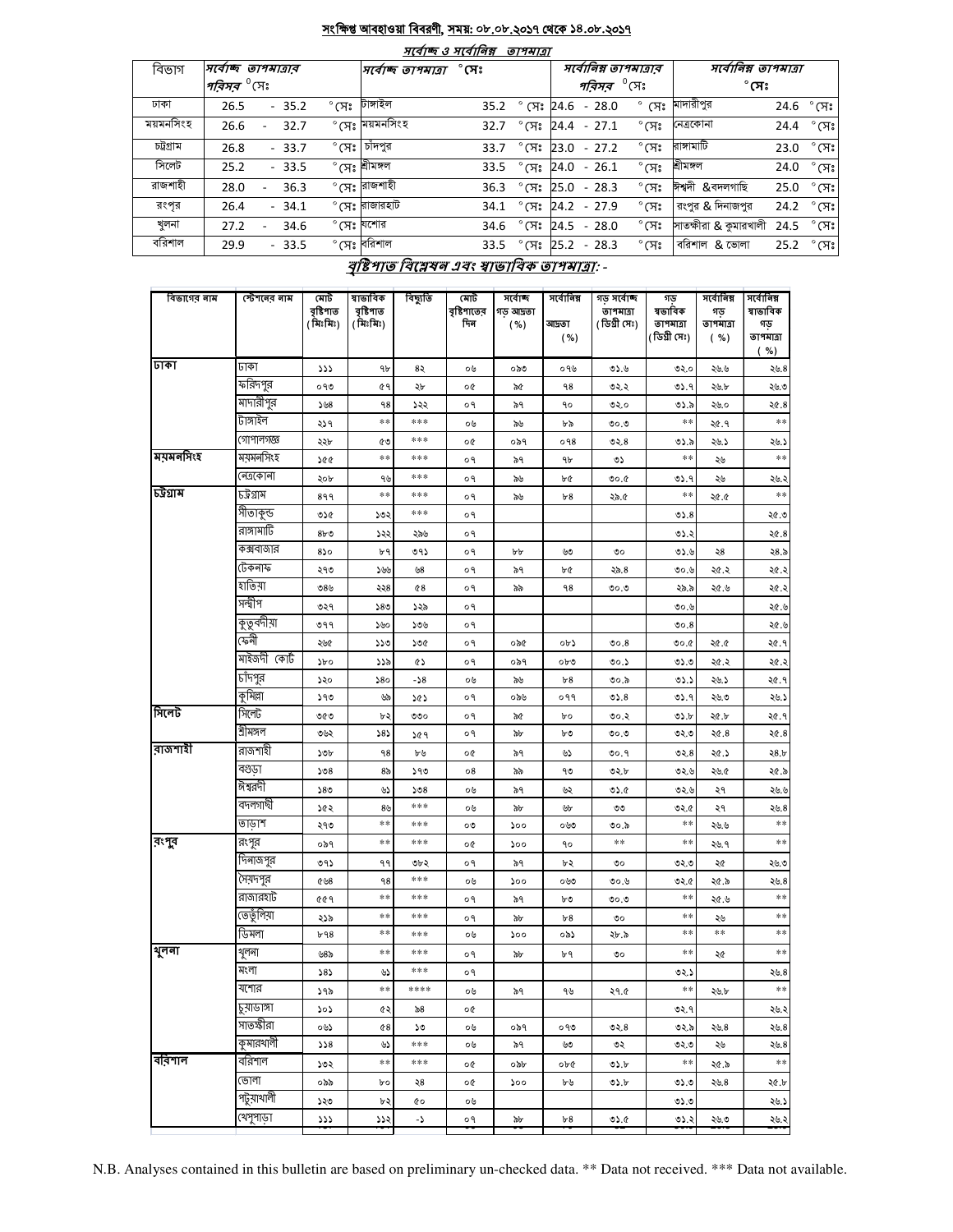## সংক্ষিপ্ত আবহাওয়া বিবরণী, সময়: ০৮.০৮.২০১৭ থেকে ১৪.০৮.২০১৭

### সর্বোচ্চ ও সর্বোনিম্ন তাপমাত্রা

| বিভাগ | সর্বোচ্চ তাপমাত্রার পরিসর °সেঃ | সর্বোচ্চ তাপমাত্রা °সেঃ | | সর্বোনিম্ন তাপমাত্রার পরিসর °সেঃ | সর্বোনিম্ন তাপমাত্রা °সেঃ | |
|---|---|---|---|---|---|---|
| ঢাকা | 26.5 - 35.2 °সেঃ | টাঙ্গাইল | 35.2 °সেঃ | 24.6 - 28.0 °সেঃ | মাদারীপুর | 24.6 °সেঃ |
| ময়মনসিংহ | 26.6 - 32.7 °সেঃ | ময়মনসিংহ | 32.7 °সেঃ | 24.4 - 27.1 °সেঃ | নেত্রকোনা | 24.4 °সেঃ |
| চট্টগ্রাম | 26.8 - 33.7 °সেঃ | চাঁদপুর | 33.7 °সেঃ | 23.0 - 27.2 °সেঃ | রাঙ্গামাটি | 23.0 °সেঃ |
| সিলেট | 25.2 - 33.5 °সেঃ | শ্রীমঙ্গল | 33.5 °সেঃ | 24.0 - 26.1 °সেঃ | শ্রীমঙ্গল | 24.0 °সেঃ |
| রাজশাহী | 28.0 - 36.3 °সেঃ | রাজশাহী | 36.3 °সেঃ | 25.0 - 28.3 °সেঃ | ঈশ্বর্দী &বদলগাছি | 25.0 °সেঃ |
| রংপুর | 26.4 - 34.1 °সেঃ | রাজারহাট | 34.1 °সেঃ | 24.2 - 27.9 °সেঃ | রংপুর & দিনাজপুর | 24.2 °সেঃ |
| খুলনা | 27.2 - 34.6 °সেঃ | যশোর | 34.6 °সেঃ | 24.5 - 28.0 °সেঃ | সাতক্ষীরা & কুমারখালী | 24.5 °সেঃ |
| বরিশাল | 29.9 - 33.5 °সেঃ | বরিশাল | 33.5 °সেঃ | 25.2 - 28.3 °সেঃ | বরিশাল & ভোলা | 25.2 °সেঃ |

### বৃষ্টিপাত বিশ্লেষন এবং স্বাভাবিক তাপমাত্রা: -

| বিভাগের নাম | স্টেশনের নাম | মোট বৃষ্টিপাত (মিঃমিঃ) | স্বাভাবিক বৃষ্টিপাত (মিঃমিঃ) | বিচ্যুতি | মোট বৃষ্টিপাতের দিন | সর্বোচ্চ গড় আদ্রতা (%) | সর্বোনিম্ন আদ্রতা (%) | গড় সর্বোচ্চ তাপমাত্রা (ডিগ্রী সেঃ) | গড় স্বাভাবিক তাপমাত্রা (ডিগ্রী সেঃ) | সর্বোনিম্ন গড় তাপমাত্রা (%) | সর্বোনিম্ন স্বাভাবিক গড় তাপমাত্রা (%) |
|---|---|---|---|---|---|---|---|---|---|---|---|
| ঢাকা | ঢাকা | ১১১ | ৭৮ | ৪২ | ০৬ | ০৯৩ | ০৭৬ | ৩১.৬ | ৩২.০ | ২৬.৬ | ২৬.৪ |
| | ফরিদপুর | ০৭৩ | ৫৭ | ২৮ | ০৫ | ৯৫ | ৭৪ | ৩২.২ | ৩১.৭ | ২৬.৮ | ২৬.৩ |
| | মাদারীপুর | ১৬৪ | ৭৪ | ১২২ | ০৭ | ৯৭ | ৭০ | ৩২.০ | ৩১.৯ | ২৬.০ | ২৫.৪ |
| | টাঙ্গাইল | ২১৭ | ** | *** | ০৬ | ৯৬ | ৮৯ | ৩০.৩ | ** | ২৫.৭ | ** |
| | গোপালগঞ্জ | ২২৮ | ৫৩ | *** | ০৫ | ০৯৭ | ০৭৪ | ৩২.৪ | ৩১.৯ | ২৬.১ | ২৬.১ |
| ময়মনসিংহ | ময়মনসিংহ | ১৫৫ | ** | *** | ০৭ | ৯৭ | ৭৮ | ৩১ | ** | ২৬ | ** |
| | নেত্রকোনা | ২০৮ | ৭৬ | *** | ০৭ | ৯৬ | ৮৫ | ৩০.৫ | ৩১.৭ | ২৬ | ২৬.২ |
| চট্টগ্রাম | চট্টগ্রাম | ৪৭৭ | ** | *** | ০৭ | ৯৬ | ৮৪ | ২৯.৫ | ** | ২৫.৫ | ** |
| | সীতাকুন্ড | ৩১৫ | ১৩২ | *** | ০৭ | | | | ৩১.৪ | | ২৫.৩ |
| | রাঙ্গামাটি | ৪৮৩ | ১২২ | ২৯৬ | ০৭ | | | | ৩১.২ | | ২৫.৪ |
| | কক্সবাজার | ৪১০ | ৮৭ | ৩৭১ | ০৭ | ৮৮ | ৬৩ | ৩০ | ৩১.৬ | ২৪ | ২৪.৯ |
| | টেকনাফ | ২৭৩ | ১৬৬ | ৬৪ | ০৭ | ৯৭ | ৮৫ | ২৯.৪ | ৩০.৬ | ২৫.২ | ২৫.২ |
| | হাতিয়া | ৩৪৬ | ২২৪ | ৫৪ | ০৭ | ৯৯ | ৭৪ | ৩০.৩ | ২৯.৯ | ২৫.৬ | ২৫.২ |
| | সন্দ্বীপ | ৩২৭ | ১৪৩ | ১২৯ | ০৭ | | | | ৩০.৬ | | ২৫.৬ |
| | কুতুবদীয়া | ৩৭৭ | ১৬০ | ১৩৬ | ০৭ | | | | ৩০.৪ | | ২৫.৬ |
| | ফেনী | ২৬৫ | ১১৩ | ১৩৫ | ০৭ | ০৯৫ | ০৮১ | ৩০.৪ | ৩০.৫ | ২৫.৫ | ২৫.৭ |
| | মাইজদী কোর্ট | ১৮০ | ১১৯ | ৫১ | ০৭ | ০৯৭ | ০৮৩ | ৩০.১ | ৩১.৩ | ২৫.২ | ২৫.২ |
| | চাঁদপুর | ১২০ | ১৪০ | -১৪ | ০৬ | ৯৬ | ৮৪ | ৩০.৯ | ৩১.১ | ২৬.১ | ২৫.৭ |
| | কুমিল্লা | ১৭৩ | ৬৯ | ১৫১ | ০৭ | ০৯৬ | ০৭৭ | ৩১.৪ | ৩১.৭ | ২৬.৩ | ২৬.১ |
| সিলেট | সিলেট | ৩৫৩ | ৮২ | ৩৩০ | ০৭ | ৯৫ | ৮০ | ৩০.২ | ৩১.৮ | ২৫.৮ | ২৫.৭ |
| | শ্রীমঙ্গল | ৩৬২ | ১৪১ | ১৫৭ | ০৭ | ৯৮ | ৮৩ | ৩০.৩ | ৩২.৩ | ২৫.৪ | ২৫.৪ |
| রাজশাহী | রাজশাহী | ১৩৮ | ৭৪ | ৮৬ | ০৫ | ৯৭ | ৬১ | ৩০.৭ | ৩২.৪ | ২৫.১ | ২৪.৮ |
| | বগুড়া | ১৩৪ | ৪৯ | ১৭৩ | ০৪ | ৯৯ | ৭৩ | ৩২.৮ | ৩২.৬ | ২৬.৫ | ২৫.৯ |
| | ঈশ্বরদী | ১৪৩ | ৬১ | ১৩৪ | ০৬ | ৯৭ | ৬২ | ৩১.৫ | ৩২.৬ | ২৭ | ২৬.৬ |
| | বদলগাছি | ১৫২ | ৪৬ | *** | ০৬ | ৯৮ | ৬৮ | ৩৩ | ৩২.৫ | ২৭ | ২৬.৪ |
| | তাড়াশ | ২৭৩ | ** | *** | ০৩ | ১০০ | ০৬৩ | ৩০.৯ | ** | ২৬.৬ | ** |
| রংপুর | রংপুর | ০৯৭ | ** | *** | ০৫ | ১০০ | ৭০ | ** | ** | ২৬.৭ | ** |
| | দিনাজপুর | ৩৭১ | ৭৭ | ৩৮২ | ০৭ | ৯৭ | ৮২ | ৩০ | ৩২.৩ | ২৫ | ২৬.৩ |
| | সৈয়দপুর | ৫৬৪ | ৭৪ | *** | ০৬ | ১০০ | ০৬৩ | ৩০.৬ | ৩২.৫ | ২৫.৯ | ২৬.৪ |
| | রাজারহাট | ৫৫৭ | ** | *** | ০৭ | ৯৭ | ৮৩ | ৩০.৩ | ** | ২৫.৬ | ** |
| | তেতুঁলিয়া | ২১৯ | ** | *** | ০৭ | ৯৮ | ৮৪ | ৩০ | ** | ২৬ | ** |
| | ডিমলা | ৮৭৪ | ** | *** | ০৬ | ১০০ | ০৯১ | ২৮.৯ | ** | ** | ** |
| খুলনা | খুলনা | ৬৪৯ | ** | *** | ০৭ | ৯৮ | ৮৭ | ৩০ | ** | ২৫ | ** |
| | মংলা | ১৪১ | ৬১ | *** | ০৭ | | | | ৩২.১ | | ২৬.৪ |
| | যশোর | ১৭৯ | ** | **** | ০৬ | ৯৭ | ৭৬ | ২৭.৫ | ** | ২৬.৮ | ** |
| | চুয়াডাঙ্গা | ১০১ | ৫২ | ৯৪ | ০৫ | | | | ৩২.৭ | | ২৬.২ |
| | সাতক্ষীরা | ০৬১ | ৫৪ | ১৩ | ০৬ | ০৯৭ | ০৭৩ | ৩২.৪ | ৩২.৯ | ২৬.৪ | ২৬.৪ |
| | কুমারখালী | ১১৪ | ৬১ | *** | ০৬ | ৯৭ | ৬৩ | ৩২ | ৩২.৩ | ২৬ | ২৬.৪ |
| বরিশাল | বরিশাল | ১৩২ | ** | *** | ০৫ | ০৯৮ | ০৮৫ | ৩১.৮ | ** | ২৫.৯ | ** |
| | ভোলা | ০৯৯ | ৮০ | ২৪ | ০৫ | ১০০ | ৮৬ | ৩১.৮ | ৩১.৩ | ২৬.৪ | ২৫.৮ |
| | পটুয়াখালী | ১২৩ | ৮২ | ৫০ | ০৬ | | | | ৩১.৩ | | ২৬.১ |
| | খেপুপাড়া | ১১১ | ১১২ | -১ | ০৭ | ৯৮ | ৮৪ | ৩১.৫ | ৩১.২ | ২৬.৩ | ২৬.২ |

N.B. Analyses contained in this bulletin are based on preliminary un-checked data. ** Data not received. *** Data not available.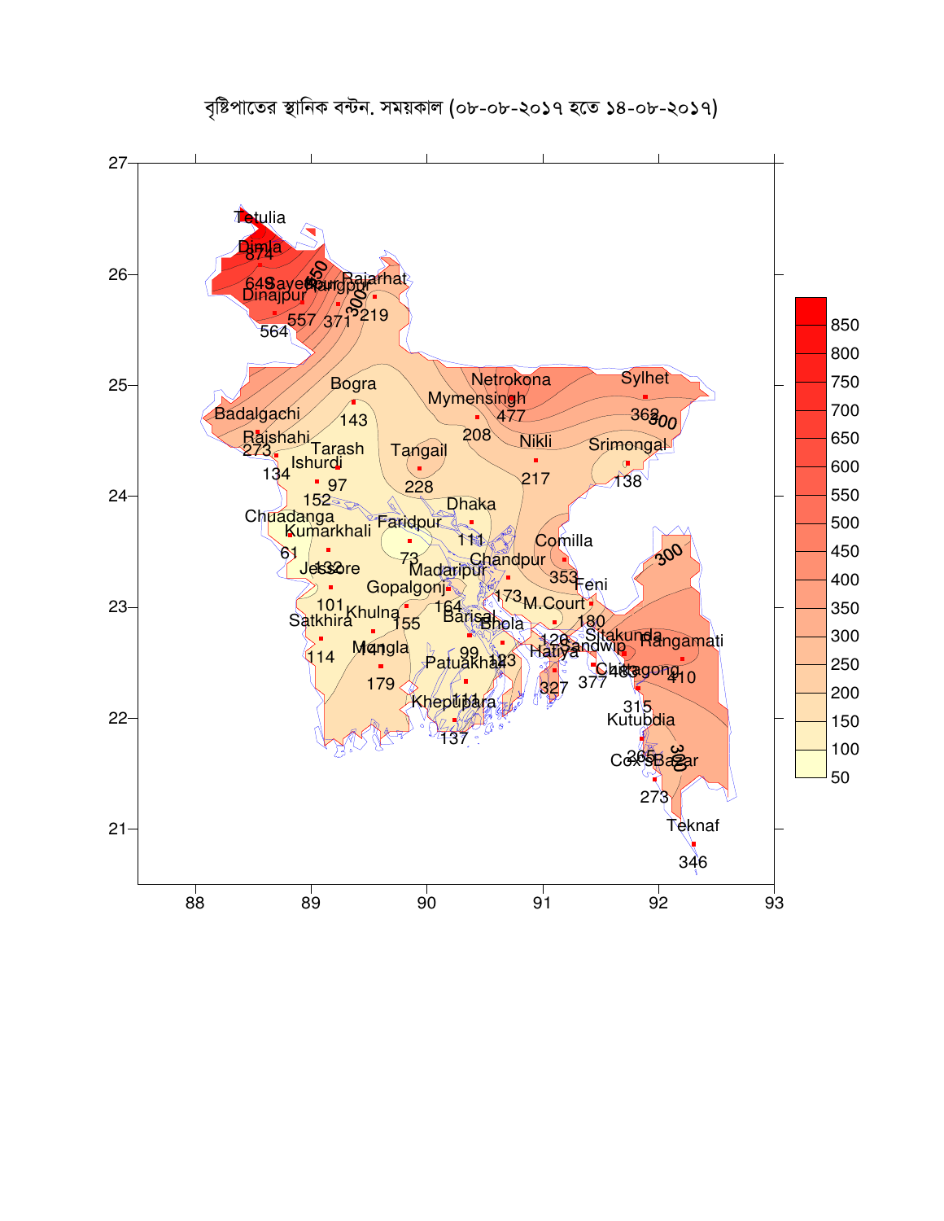# বৃষ্টিপাতের স্থানিক বন্টন. সময়কাল (০৮-০৮-২০১৭ হতে ১৪-০৮-২০১৭)

27
26
25
24
23
22
21

88
89
90
91
92
93

Tetulia
Dimla
874
649 Sayedpur
Rangpur
Rajarhat
Dinajpur
557
371
219
564
650
300
Bogra
143
Badalgachi
Rajshahi
273
134
Ishurdi
Tarash
97
152
Chuadanga
Kumarkhali
61
132
Jessore
101
Satkhira
114
Khulna
Mongla
141
179
Tangail
228
Mymensingh
208
Netrokona
477
Nikli
217
Sylhet
362
300
Srimongal
138
Dhaka
111
Faridpur
73
Madaripur
Gopalgonj
155
164
Chandpur
173
Comilla
353
Feni
M.Court
180
300
Barisal
Bhola
99
123
Patuakhali
Khepupara
111
137
Hatiya
120
Sandwip
327
Sitakunda
Rangamati
Chittagong
483
377
410
315
Kutubdia
265
Cox'sBazar
300
273
Teknaf
346

50
100
150
200
250
300
350
400
450
500
550
600
650
700
750
800
850